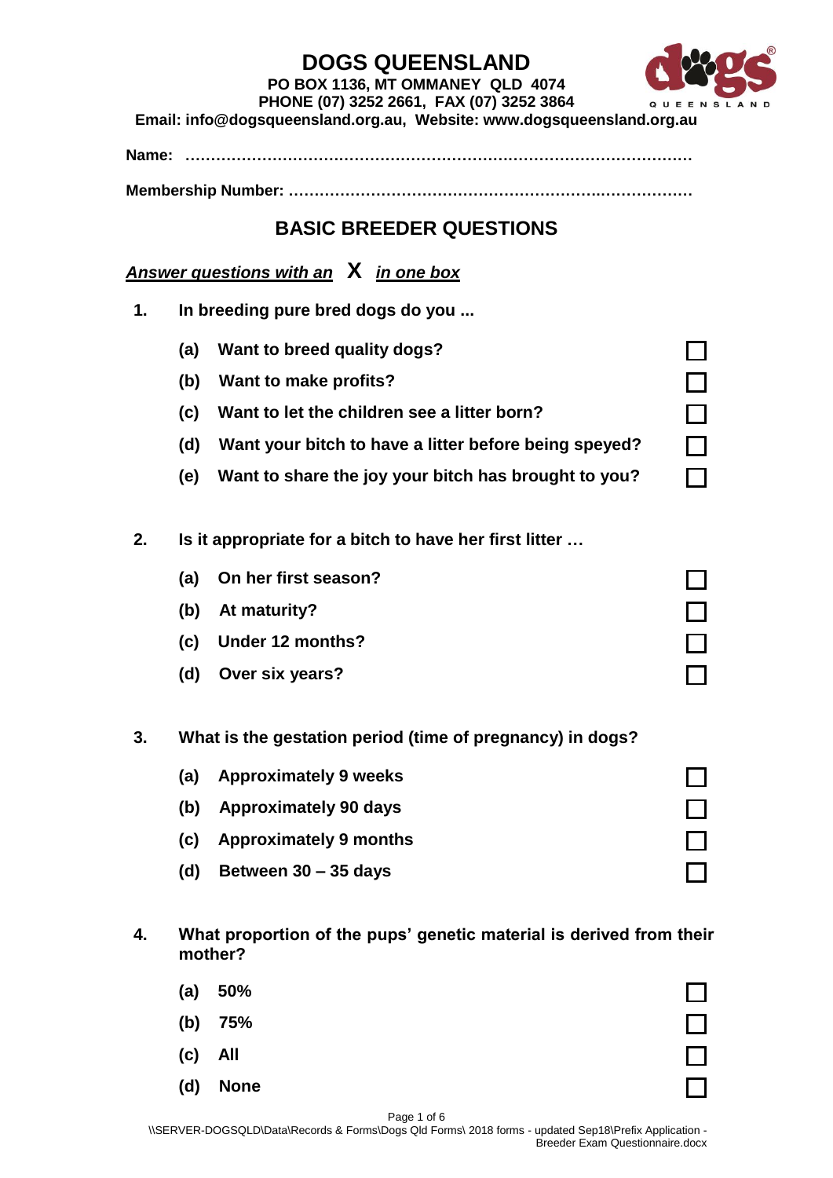# DOGS QUEENSLAND

**PO BOX 1136, MT OMMANEY QLD 4074**
**PHONE (07) 3252 2661, FAX (07) 3252 3864**
**Email: info@dogsqueensland.org.au, Website: www.dogsqueensland.org.au**

**Name:** ……………………………………………………………………………………

**Membership Number:** ……………………………………………………………………

## BASIC BREEDER QUESTIONS

***Answer questions with an*** **X** ***in one box***

**1. In breeding pure bred dogs do you ...**

- **(a)** Want to breed quality dogs? ☐
- **(b)** Want to make profits? ☐
- **(c)** Want to let the children see a litter born? ☐
- **(d)** Want your bitch to have a litter before being speyed? ☐
- **(e)** Want to share the joy your bitch has brought to you? ☐

**2. Is it appropriate for a bitch to have her first litter …**

- **(a)** On her first season? ☐
- **(b)** At maturity? ☐
- **(c)** Under 12 months? ☐
- **(d)** Over six years? ☐

**3. What is the gestation period (time of pregnancy) in dogs?**

- **(a)** Approximately 9 weeks ☐
- **(b)** Approximately 90 days ☐
- **(c)** Approximately 9 months ☐
- **(d)** Between 30 – 35 days ☐

**4. What proportion of the pups' genetic material is derived from their mother?**

- **(a)** 50% ☐
- **(b)** 75% ☐
- **(c)** All ☐
- **(d)** None ☐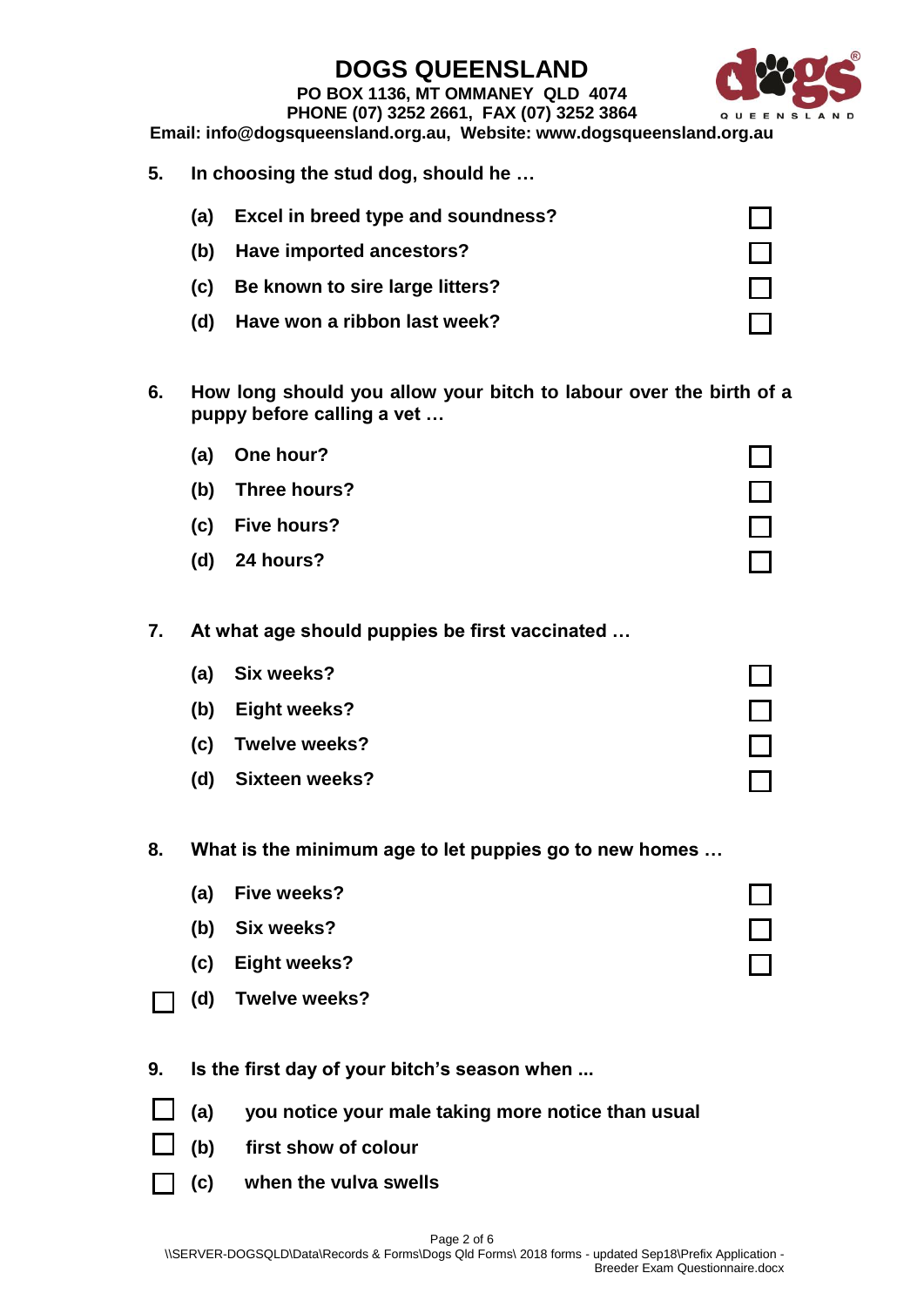# DOGS QUEENSLAND

**PO BOX 1136, MT OMMANEY QLD 4074**
**PHONE (07) 3252 2661, FAX (07) 3252 3864**
**Email: info@dogsqueensland.org.au, Website: www.dogsqueensland.org.au**

**5. In choosing the stud dog, should he …**

- **(a) Excel in breed type and soundness?** ☐
- **(b) Have imported ancestors?** ☐
- **(c) Be known to sire large litters?** ☐
- **(d) Have won a ribbon last week?** ☐

**6. How long should you allow your bitch to labour over the birth of a puppy before calling a vet …**

- **(a) One hour?** ☐
- **(b) Three hours?** ☐
- **(c) Five hours?** ☐
- **(d) 24 hours?** ☐

**7. At what age should puppies be first vaccinated …**

- **(a) Six weeks?** ☐
- **(b) Eight weeks?** ☐
- **(c) Twelve weeks?** ☐
- **(d) Sixteen weeks?** ☐

**8. What is the minimum age to let puppies go to new homes …**

- **(a) Five weeks?** ☐
- **(b) Six weeks?** ☐
- **(c) Eight weeks?** ☐
- ☐ **(d) Twelve weeks?**

**9. Is the first day of your bitch's season when ...**

- ☐ **(a) you notice your male taking more notice than usual**
- ☐ **(b) first show of colour**
- ☐ **(c) when the vulva swells**

\\SERVER-DOGSQLD\Data\Records & Forms\Dogs Qld Forms\ 2018 forms - updated Sep18\Prefix Application - Breeder Exam Questionnaire.docx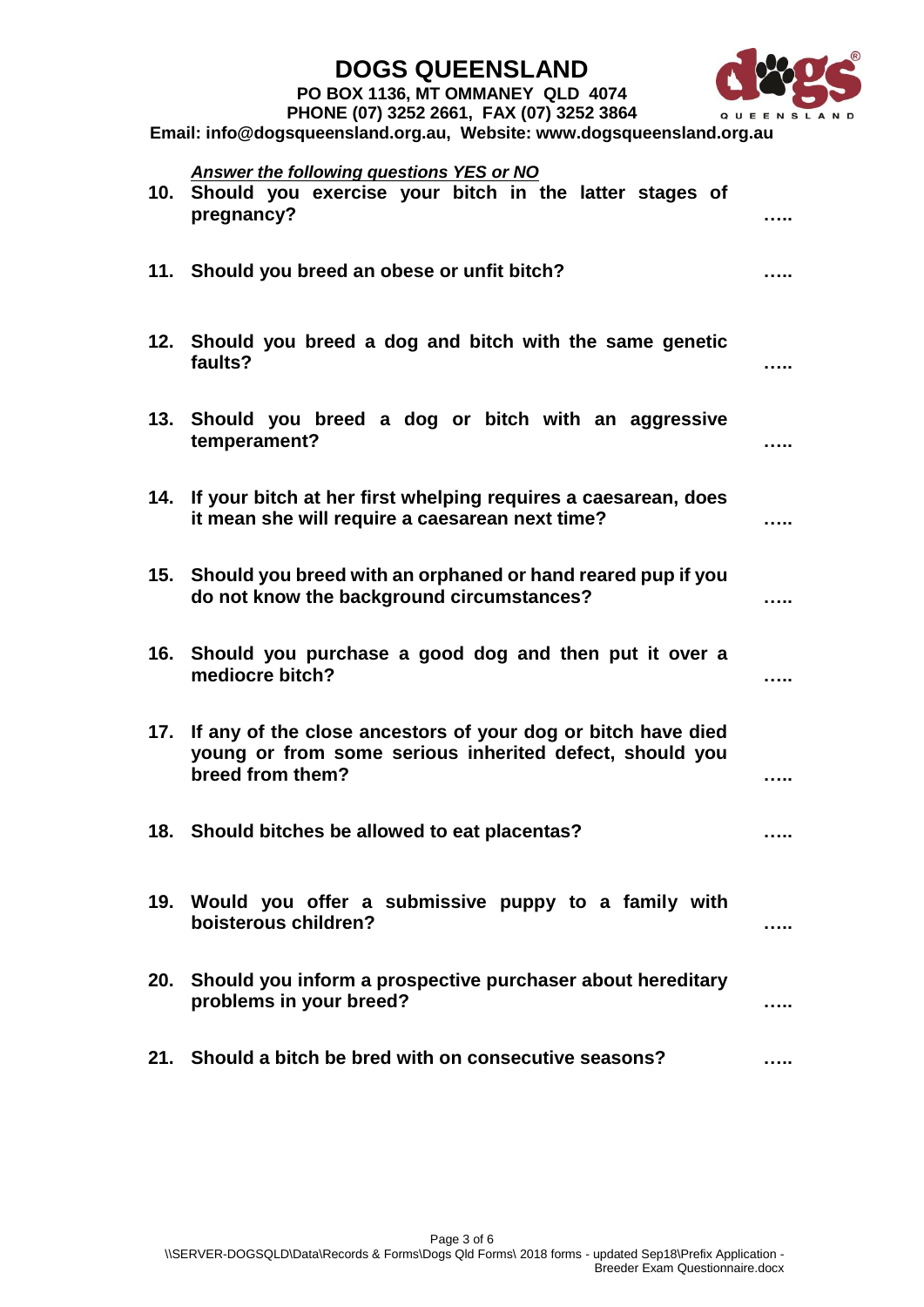# DOGS QUEENSLAND

**PO BOX 1136, MT OMMANEY QLD 4074**
**PHONE (07) 3252 2661, FAX (07) 3252 3864**
**Email: info@dogsqueensland.org.au, Website: www.dogsqueensland.org.au**

***Answer the following questions YES or NO***

**10. Should you exercise your bitch in the latter stages of pregnancy?** .....

**11. Should you breed an obese or unfit bitch?** .....

**12. Should you breed a dog and bitch with the same genetic faults?** .....

**13. Should you breed a dog or bitch with an aggressive temperament?** .....

**14. If your bitch at her first whelping requires a caesarean, does it mean she will require a caesarean next time?** .....

**15. Should you breed with an orphaned or hand reared pup if you do not know the background circumstances?** .....

**16. Should you purchase a good dog and then put it over a mediocre bitch?** .....

**17. If any of the close ancestors of your dog or bitch have died young or from some serious inherited defect, should you breed from them?** .....

**18. Should bitches be allowed to eat placentas?** .....

**19. Would you offer a submissive puppy to a family with boisterous children?** .....

**20. Should you inform a prospective purchaser about hereditary problems in your breed?** .....

**21. Should a bitch be bred with on consecutive seasons?** .....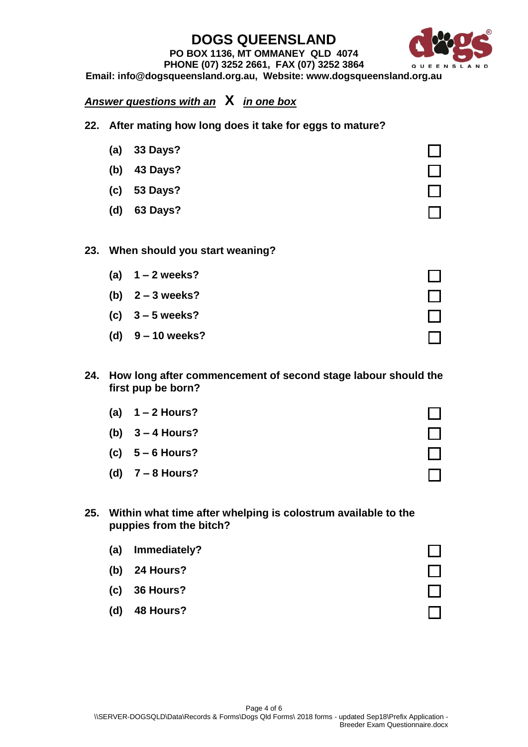# DOGS QUEENSLAND

**PO BOX 1136, MT OMMANEY QLD 4074**
**PHONE (07) 3252 2661, FAX (07) 3252 3864**
**Email: info@dogsqueensland.org.au, Website: www.dogsqueensland.org.au**

***Answer questions with an* X *in one box***

**22. After mating how long does it take for eggs to mature?**

- **(a) 33 Days?** ☐
- **(b) 43 Days?** ☐
- **(c) 53 Days?** ☐
- **(d) 63 Days?** ☐

**23. When should you start weaning?**

- **(a) 1 – 2 weeks?** ☐
- **(b) 2 – 3 weeks?** ☐
- **(c) 3 – 5 weeks?** ☐
- **(d) 9 – 10 weeks?** ☐

**24. How long after commencement of second stage labour should the first pup be born?**

- **(a) 1 – 2 Hours?** ☐
- **(b) 3 – 4 Hours?** ☐
- **(c) 5 – 6 Hours?** ☐
- **(d) 7 – 8 Hours?** ☐

**25. Within what time after whelping is colostrum available to the puppies from the bitch?**

- **(a) Immediately?** ☐
- **(b) 24 Hours?** ☐
- **(c) 36 Hours?** ☐
- **(d) 48 Hours?** ☐

\\SERVER-DOGSQLD\Data\Records & Forms\Dogs Qld Forms\ 2018 forms - updated Sep18\Prefix Application - Breeder Exam Questionnaire.docx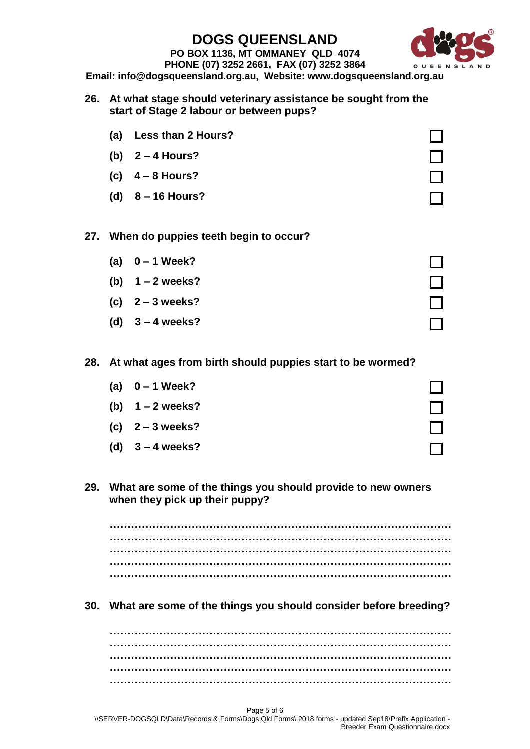# DOGS QUEENSLAND

**PO BOX 1136, MT OMMANEY QLD 4074**
**PHONE (07) 3252 2661, FAX (07) 3252 3864**
**Email: info@dogsqueensland.org.au, Website: www.dogsqueensland.org.au**

**26. At what stage should veterinary assistance be sought from the start of Stage 2 labour or between pups?**

- **(a) Less than 2 Hours?** ☐
- **(b) 2 – 4 Hours?** ☐
- **(c) 4 – 8 Hours?** ☐
- **(d) 8 – 16 Hours?** ☐

**27. When do puppies teeth begin to occur?**

- **(a) 0 – 1 Week?** ☐
- **(b) 1 – 2 weeks?** ☐
- **(c) 2 – 3 weeks?** ☐
- **(d) 3 – 4 weeks?** ☐

**28. At what ages from birth should puppies start to be wormed?**

- **(a) 0 – 1 Week?** ☐
- **(b) 1 – 2 weeks?** ☐
- **(c) 2 – 3 weeks?** ☐
- **(d) 3 – 4 weeks?** ☐

**29. What are some of the things you should provide to new owners when they pick up their puppy?**

…………………………………………………………………………………………
…………………………………………………………………………………………
…………………………………………………………………………………………
…………………………………………………………………………………………
…………………………………………………………………………………………

**30. What are some of the things you should consider before breeding?**

…………………………………………………………………………………………
…………………………………………………………………………………………
…………………………………………………………………………………………
…………………………………………………………………………………………
…………………………………………………………………………………………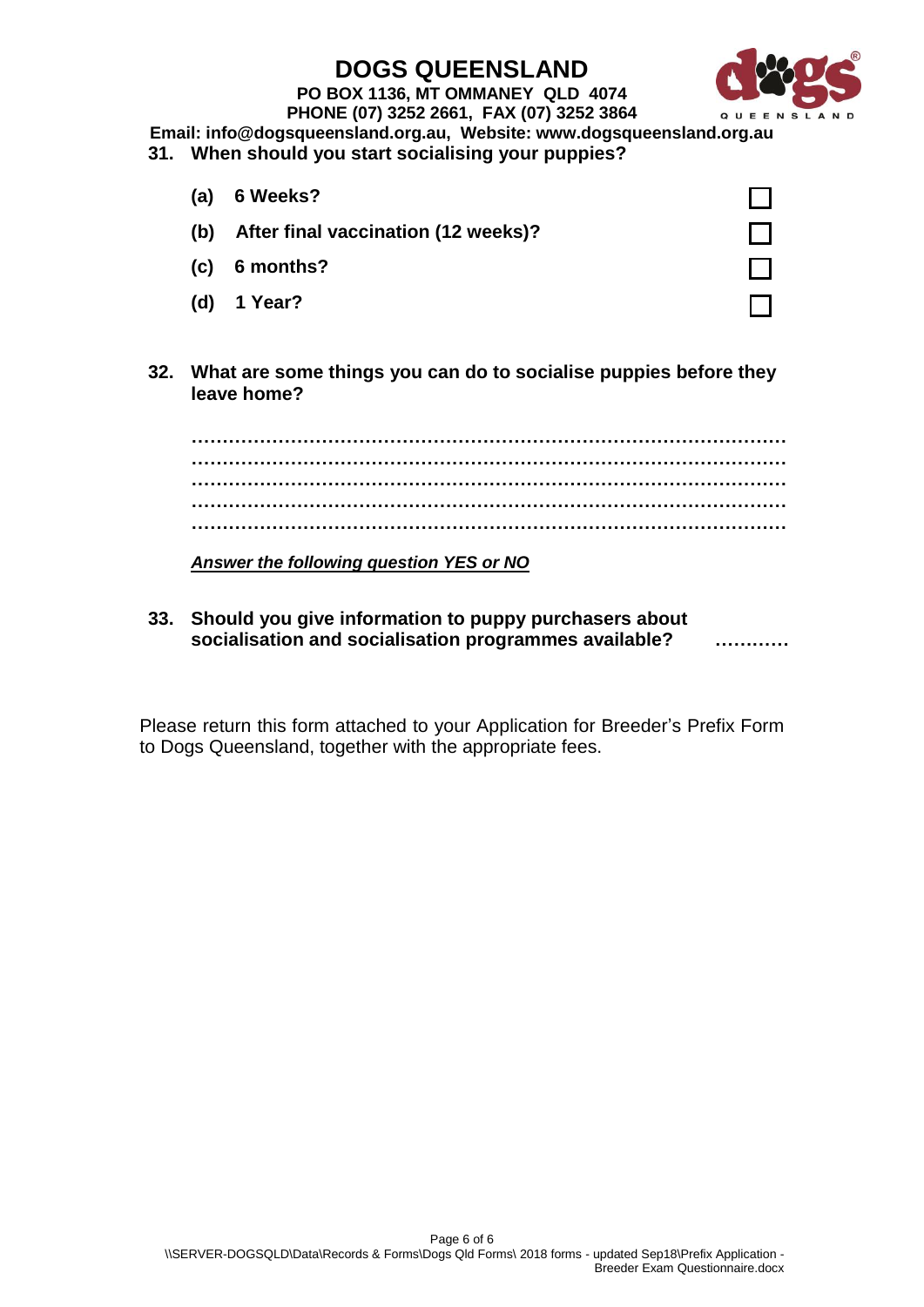# DOGS QUEENSLAND

**PO BOX 1136, MT OMMANEY QLD 4074**
**PHONE (07) 3252 2661, FAX (07) 3252 3864**
**Email: info@dogsqueensland.org.au, Website: www.dogsqueensland.org.au**

**31. When should you start socialising your puppies?**

- **(a) 6 Weeks?** ☐
- **(b) After final vaccination (12 weeks)?** ☐
- **(c) 6 months?** ☐
- **(d) 1 Year?** ☐

**32. What are some things you can do to socialise puppies before they leave home?**

……………………………………………………………………………………
……………………………………………………………………………………
……………………………………………………………………………………
……………………………………………………………………………………
……………………………………………………………………………………

***Answer the following question YES or NO***

**33. Should you give information to puppy purchasers about socialisation and socialisation programmes available?** …………

Please return this form attached to your Application for Breeder's Prefix Form to Dogs Queensland, together with the appropriate fees.